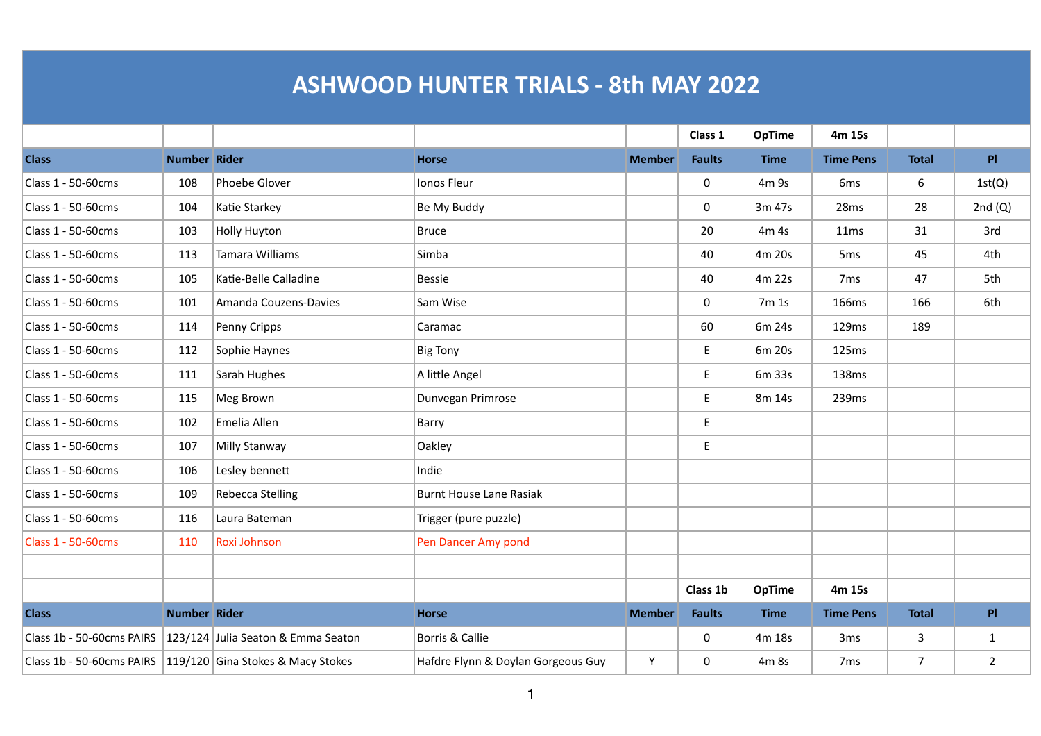# ASHWOOD HUNTER TRIALS - 8th MAY 2022

| | | | | | Class 1 | OpTime | 4m 15s | | |
|---|---|---|---|---|---|---|---|---|---|
| **Class** | **Number** | **Rider** | **Horse** | **Member** | **Faults** | **Time** | **Time Pens** | **Total** | **Pl** |
| Class 1 - 50-60cms | 108 | Phoebe Glover | Ionos Fleur | | 0 | 4m 9s | 6ms | 6 | 1st(Q) |
| Class 1 - 50-60cms | 104 | Katie Starkey | Be My Buddy | | 0 | 3m 47s | 28ms | 28 | 2nd (Q) |
| Class 1 - 50-60cms | 103 | Holly Huyton | Bruce | | 20 | 4m 4s | 11ms | 31 | 3rd |
| Class 1 - 50-60cms | 113 | Tamara Williams | Simba | | 40 | 4m 20s | 5ms | 45 | 4th |
| Class 1 - 50-60cms | 105 | Katie-Belle Calladine | Bessie | | 40 | 4m 22s | 7ms | 47 | 5th |
| Class 1 - 50-60cms | 101 | Amanda Couzens-Davies | Sam Wise | | 0 | 7m 1s | 166ms | 166 | 6th |
| Class 1 - 50-60cms | 114 | Penny Cripps | Caramac | | 60 | 6m 24s | 129ms | 189 | |
| Class 1 - 50-60cms | 112 | Sophie Haynes | Big Tony | | E | 6m 20s | 125ms | | |
| Class 1 - 50-60cms | 111 | Sarah Hughes | A little Angel | | E | 6m 33s | 138ms | | |
| Class 1 - 50-60cms | 115 | Meg Brown | Dunvegan Primrose | | E | 8m 14s | 239ms | | |
| Class 1 - 50-60cms | 102 | Emelia Allen | Barry | | E | | | | |
| Class 1 - 50-60cms | 107 | Milly Stanway | Oakley | | E | | | | |
| Class 1 - 50-60cms | 106 | Lesley bennett | Indie | | | | | | |
| Class 1 - 50-60cms | 109 | Rebecca Stelling | Burnt House Lane Rasiak | | | | | | |
| Class 1 - 50-60cms | 116 | Laura Bateman | Trigger (pure puzzle) | | | | | | |
| Class 1 - 50-60cms | 110 | Roxi Johnson | Pen Dancer Amy pond | | | | | | |

| | | | | | Class 1b | OpTime | 4m 15s | | |
|---|---|---|---|---|---|---|---|---|---|
| **Class** | **Number** | **Rider** | **Horse** | **Member** | **Faults** | **Time** | **Time Pens** | **Total** | **Pl** |
| Class 1b - 50-60cms PAIRS | 123/124 | Julia Seaton & Emma Seaton | Borris & Callie | | 0 | 4m 18s | 3ms | 3 | 1 |
| Class 1b - 50-60cms PAIRS | 119/120 | Gina Stokes & Macy Stokes | Hafdre Flynn & Doylan Gorgeous Guy | Y | 0 | 4m 8s | 7ms | 7 | 2 |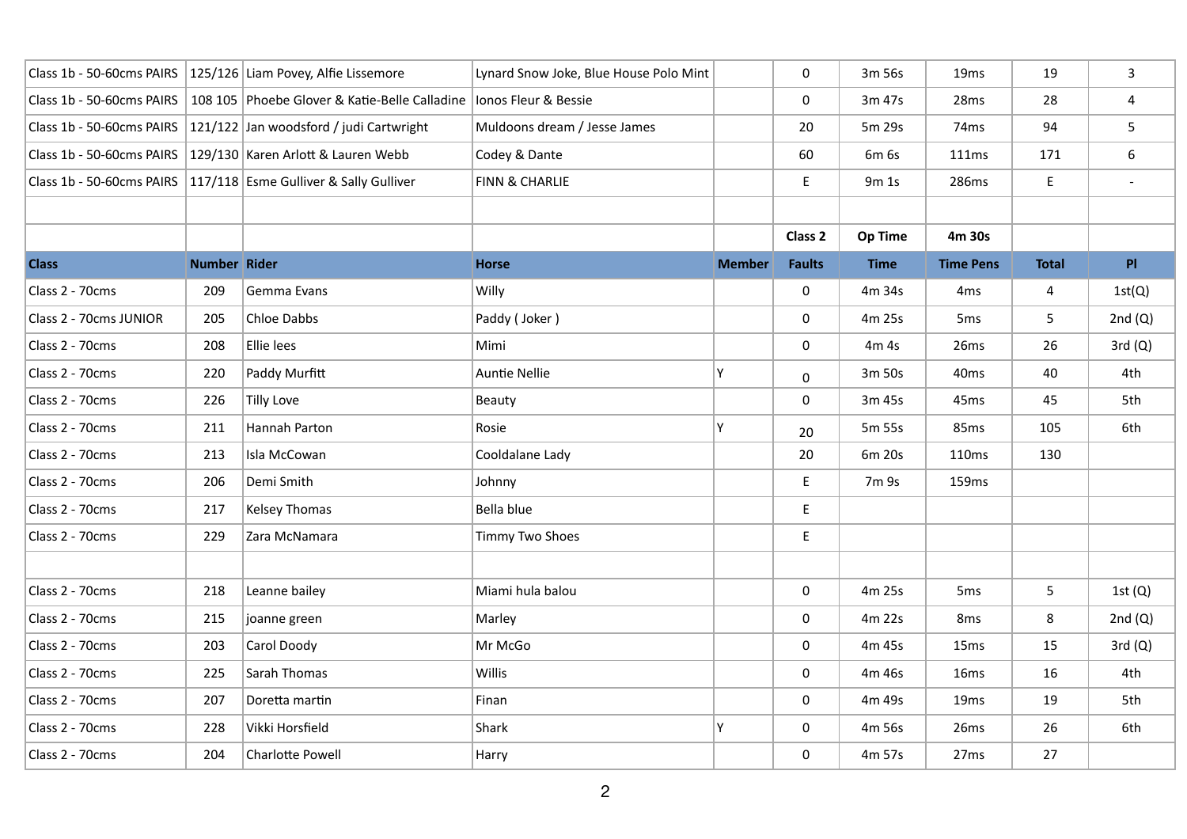| Class | Number | Rider | Horse | Member | Faults | Time | Time Pens | Total | Pl |
|---|---|---|---|---|---|---|---|---|---|
| Class 1b - 50-60cms PAIRS | 125/126 | Liam Povey, Alfie Lissemore | Lynard Snow Joke, Blue House Polo Mint | | 0 | 3m 56s | 19ms | 19 | 3 |
| Class 1b - 50-60cms PAIRS | 108 105 | Phoebe Glover & Katie-Belle Calladine | Ionos Fleur & Bessie | | 0 | 3m 47s | 28ms | 28 | 4 |
| Class 1b - 50-60cms PAIRS | 121/122 | Jan woodsford / judi Cartwright | Muldoons dream / Jesse James | | 20 | 5m 29s | 74ms | 94 | 5 |
| Class 1b - 50-60cms PAIRS | 129/130 | Karen Arlott & Lauren Webb | Codey & Dante | | 60 | 6m 6s | 111ms | 171 | 6 |
| Class 1b - 50-60cms PAIRS | 117/118 | Esme Gulliver & Sally Gulliver | FINN & CHARLIE | | E | 9m 1s | 286ms | E | - |
| | | | | | | | | | |
| | | | | | **Class 2** | **Op Time** | **4m 30s** | | |
| **Class** | **Number** | **Rider** | **Horse** | **Member** | **Faults** | **Time** | **Time Pens** | **Total** | **Pl** |
| Class 2 - 70cms | 209 | Gemma Evans | Willy | | 0 | 4m 34s | 4ms | 4 | 1st(Q) |
| Class 2 - 70cms JUNIOR | 205 | Chloe Dabbs | Paddy ( Joker ) | | 0 | 4m 25s | 5ms | 5 | 2nd (Q) |
| Class 2 - 70cms | 208 | Ellie lees | Mimi | | 0 | 4m 4s | 26ms | 26 | 3rd (Q) |
| Class 2 - 70cms | 220 | Paddy Murfitt | Auntie Nellie | Y | 0 | 3m 50s | 40ms | 40 | 4th |
| Class 2 - 70cms | 226 | Tilly Love | Beauty | | 0 | 3m 45s | 45ms | 45 | 5th |
| Class 2 - 70cms | 211 | Hannah Parton | Rosie | Y | 20 | 5m 55s | 85ms | 105 | 6th |
| Class 2 - 70cms | 213 | Isla McCowan | Cooldalane Lady | | 20 | 6m 20s | 110ms | 130 | |
| Class 2 - 70cms | 206 | Demi Smith | Johnny | | E | 7m 9s | 159ms | | |
| Class 2 - 70cms | 217 | Kelsey Thomas | Bella blue | | E | | | | |
| Class 2 - 70cms | 229 | Zara McNamara | Timmy Two Shoes | | E | | | | |
| | | | | | | | | | |
| Class 2 - 70cms | 218 | Leanne bailey | Miami hula balou | | 0 | 4m 25s | 5ms | 5 | 1st (Q) |
| Class 2 - 70cms | 215 | joanne green | Marley | | 0 | 4m 22s | 8ms | 8 | 2nd (Q) |
| Class 2 - 70cms | 203 | Carol Doody | Mr McGo | | 0 | 4m 45s | 15ms | 15 | 3rd (Q) |
| Class 2 - 70cms | 225 | Sarah Thomas | Willis | | 0 | 4m 46s | 16ms | 16 | 4th |
| Class 2 - 70cms | 207 | Doretta martin | Finan | | 0 | 4m 49s | 19ms | 19 | 5th |
| Class 2 - 70cms | 228 | Vikki Horsfield | Shark | Y | 0 | 4m 56s | 26ms | 26 | 6th |
| Class 2 - 70cms | 204 | Charlotte Powell | Harry | | 0 | 4m 57s | 27ms | 27 | |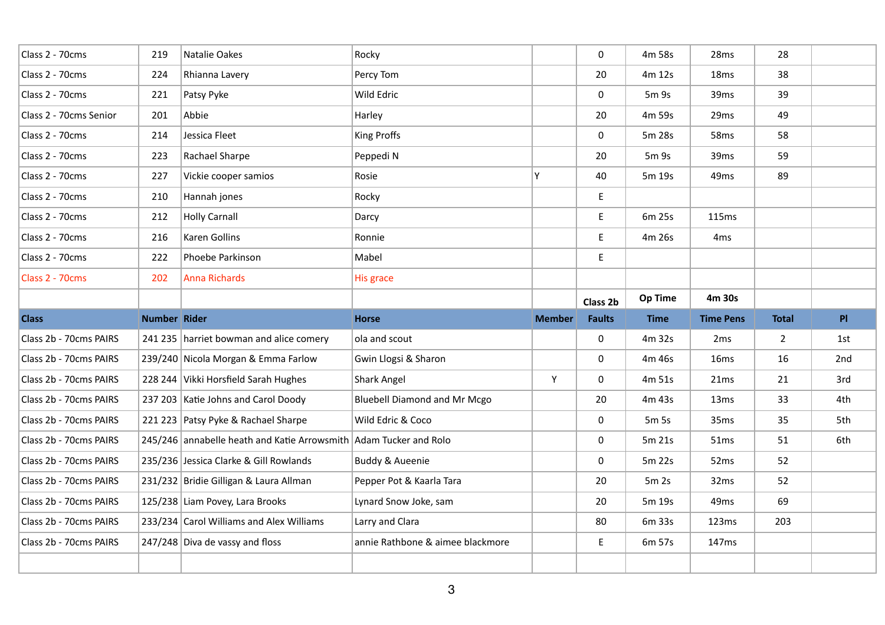| Class 2 - 70cms | 219 | Natalie Oakes | Rocky | | 0 | 4m 58s | 28ms | 28 | |
|---|---|---|---|---|---|---|---|---|---|
| Class 2 - 70cms | 224 | Rhianna Lavery | Percy Tom | | 20 | 4m 12s | 18ms | 38 | |
| Class 2 - 70cms | 221 | Patsy Pyke | Wild Edric | | 0 | 5m 9s | 39ms | 39 | |
| Class 2 - 70cms Senior | 201 | Abbie | Harley | | 20 | 4m 59s | 29ms | 49 | |
| Class 2 - 70cms | 214 | Jessica Fleet | King Proffs | | 0 | 5m 28s | 58ms | 58 | |
| Class 2 - 70cms | 223 | Rachael Sharpe | Peppedi N | | 20 | 5m 9s | 39ms | 59 | |
| Class 2 - 70cms | 227 | Vickie cooper samios | Rosie | Y | 40 | 5m 19s | 49ms | 89 | |
| Class 2 - 70cms | 210 | Hannah jones | Rocky | | E | | | | |
| Class 2 - 70cms | 212 | Holly Carnall | Darcy | | E | 6m 25s | 115ms | | |
| Class 2 - 70cms | 216 | Karen Gollins | Ronnie | | E | 4m 26s | 4ms | | |
| Class 2 - 70cms | 222 | Phoebe Parkinson | Mabel | | E | | | | |
| Class 2 - 70cms | 202 | Anna Richards | His grace | | | | | | |

| | | | | | Class 2b | Op Time | 4m 30s | | |
|---|---|---|---|---|---|---|---|---|---|
| **Class** | **Number** | **Rider** | **Horse** | **Member** | **Faults** | **Time** | **Time Pens** | **Total** | **Pl** |
| Class 2b - 70cms PAIRS | 241 235 | harriet bowman and alice comery | ola and scout | | 0 | 4m 32s | 2ms | 2 | 1st |
| Class 2b - 70cms PAIRS | 239/240 | Nicola Morgan & Emma Farlow | Gwin Llogsi & Sharon | | 0 | 4m 46s | 16ms | 16 | 2nd |
| Class 2b - 70cms PAIRS | 228 244 | Vikki Horsfield Sarah Hughes | Shark Angel | Y | 0 | 4m 51s | 21ms | 21 | 3rd |
| Class 2b - 70cms PAIRS | 237 203 | Katie Johns and Carol Doody | Bluebell Diamond and Mr Mcgo | | 20 | 4m 43s | 13ms | 33 | 4th |
| Class 2b - 70cms PAIRS | 221 223 | Patsy Pyke & Rachael Sharpe | Wild Edric & Coco | | 0 | 5m 5s | 35ms | 35 | 5th |
| Class 2b - 70cms PAIRS | 245/246 | annabelle heath and Katie Arrowsmith | Adam Tucker and Rolo | | 0 | 5m 21s | 51ms | 51 | 6th |
| Class 2b - 70cms PAIRS | 235/236 | Jessica Clarke & Gill Rowlands | Buddy & Aueenie | | 0 | 5m 22s | 52ms | 52 | |
| Class 2b - 70cms PAIRS | 231/232 | Bridie Gilligan & Laura Allman | Pepper Pot & Kaarla Tara | | 20 | 5m 2s | 32ms | 52 | |
| Class 2b - 70cms PAIRS | 125/238 | Liam Povey, Lara Brooks | Lynard Snow Joke, sam | | 20 | 5m 19s | 49ms | 69 | |
| Class 2b - 70cms PAIRS | 233/234 | Carol Williams and Alex Williams | Larry and Clara | | 80 | 6m 33s | 123ms | 203 | |
| Class 2b - 70cms PAIRS | 247/248 | Diva de vassy and floss | annie Rathbone & aimee blackmore | | E | 6m 57s | 147ms | | |
| | | | | | | | | | |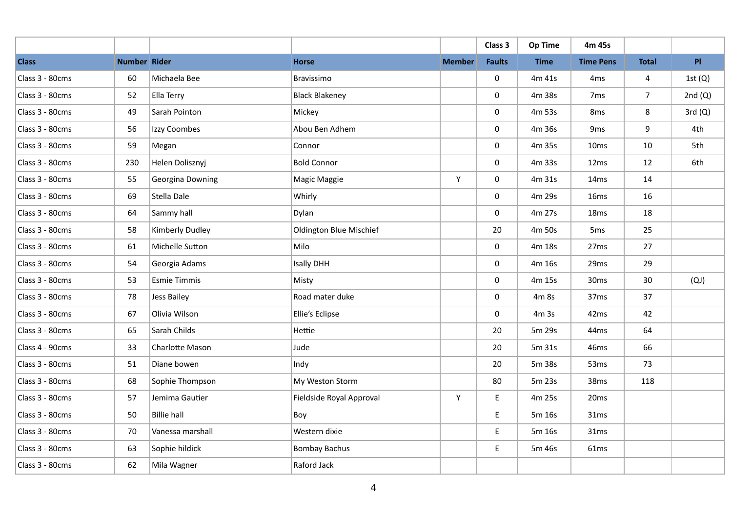| | | | | | Class 3 | Op Time | 4m 45s | | |
|---|---|---|---|---|---|---|---|---|---|
| **Class** | **Number** | **Rider** | **Horse** | **Member** | **Faults** | **Time** | **Time Pens** | **Total** | **Pl** |
| Class 3 - 80cms | 60 | Michaela Bee | Bravissimo | | 0 | 4m 41s | 4ms | 4 | 1st (Q) |
| Class 3 - 80cms | 52 | Ella Terry | Black Blakeney | | 0 | 4m 38s | 7ms | 7 | 2nd (Q) |
| Class 3 - 80cms | 49 | Sarah Pointon | Mickey | | 0 | 4m 53s | 8ms | 8 | 3rd (Q) |
| Class 3 - 80cms | 56 | Izzy Coombes | Abou Ben Adhem | | 0 | 4m 36s | 9ms | 9 | 4th |
| Class 3 - 80cms | 59 | Megan | Connor | | 0 | 4m 35s | 10ms | 10 | 5th |
| Class 3 - 80cms | 230 | Helen Dolisznyj | Bold Connor | | 0 | 4m 33s | 12ms | 12 | 6th |
| Class 3 - 80cms | 55 | Georgina Downing | Magic Maggie | Y | 0 | 4m 31s | 14ms | 14 | |
| Class 3 - 80cms | 69 | Stella Dale | Whirly | | 0 | 4m 29s | 16ms | 16 | |
| Class 3 - 80cms | 64 | Sammy hall | Dylan | | 0 | 4m 27s | 18ms | 18 | |
| Class 3 - 80cms | 58 | Kimberly Dudley | Oldington Blue Mischief | | 20 | 4m 50s | 5ms | 25 | |
| Class 3 - 80cms | 61 | Michelle Sutton | Milo | | 0 | 4m 18s | 27ms | 27 | |
| Class 3 - 80cms | 54 | Georgia Adams | Isally DHH | | 0 | 4m 16s | 29ms | 29 | |
| Class 3 - 80cms | 53 | Esmie Timmis | Misty | | 0 | 4m 15s | 30ms | 30 | (QJ) |
| Class 3 - 80cms | 78 | Jess Bailey | Road mater duke | | 0 | 4m 8s | 37ms | 37 | |
| Class 3 - 80cms | 67 | Olivia Wilson | Ellie's Eclipse | | 0 | 4m 3s | 42ms | 42 | |
| Class 3 - 80cms | 65 | Sarah Childs | Hettie | | 20 | 5m 29s | 44ms | 64 | |
| Class 4 - 90cms | 33 | Charlotte Mason | Jude | | 20 | 5m 31s | 46ms | 66 | |
| Class 3 - 80cms | 51 | Diane bowen | Indy | | 20 | 5m 38s | 53ms | 73 | |
| Class 3 - 80cms | 68 | Sophie Thompson | My Weston Storm | | 80 | 5m 23s | 38ms | 118 | |
| Class 3 - 80cms | 57 | Jemima Gautier | Fieldside Royal Approval | Y | E | 4m 25s | 20ms | | |
| Class 3 - 80cms | 50 | Billie hall | Boy | | E | 5m 16s | 31ms | | |
| Class 3 - 80cms | 70 | Vanessa marshall | Western dixie | | E | 5m 16s | 31ms | | |
| Class 3 - 80cms | 63 | Sophie hildick | Bombay Bachus | | E | 5m 46s | 61ms | | |
| Class 3 - 80cms | 62 | Mila Wagner | Raford Jack | | | | | | |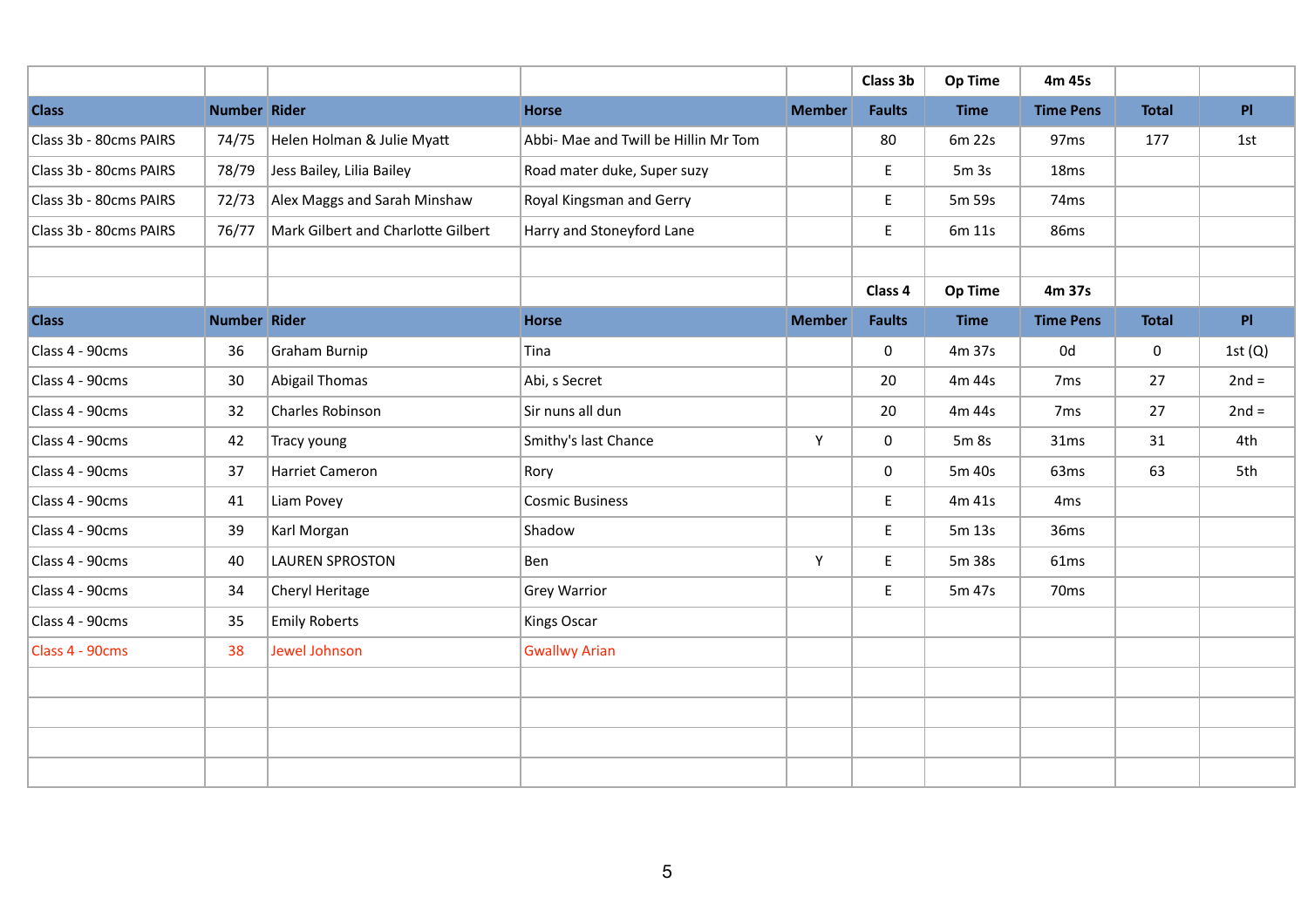| | | | | | Class 3b | Op Time | 4m 45s | | |
|---|---|---|---|---|---|---|---|---|---|
| **Class** | **Number** | **Rider** | **Horse** | **Member** | **Faults** | **Time** | **Time Pens** | **Total** | **Pl** |
| Class 3b - 80cms PAIRS | 74/75 | Helen Holman & Julie Myatt | Abbi- Mae and Twill be Hillin Mr Tom | | 80 | 6m 22s | 97ms | 177 | 1st |
| Class 3b - 80cms PAIRS | 78/79 | Jess Bailey, Lilia Bailey | Road mater duke, Super suzy | | E | 5m 3s | 18ms | | |
| Class 3b - 80cms PAIRS | 72/73 | Alex Maggs and Sarah Minshaw | Royal Kingsman and Gerry | | E | 5m 59s | 74ms | | |
| Class 3b - 80cms PAIRS | 76/77 | Mark Gilbert and Charlotte Gilbert | Harry and Stoneyford Lane | | E | 6m 11s | 86ms | | |

| | | | | | Class 4 | Op Time | 4m 37s | | |
|---|---|---|---|---|---|---|---|---|---|
| **Class** | **Number** | **Rider** | **Horse** | **Member** | **Faults** | **Time** | **Time Pens** | **Total** | **Pl** |
| Class 4 - 90cms | 36 | Graham Burnip | Tina | | 0 | 4m 37s | 0d | 0 | 1st (Q) |
| Class 4 - 90cms | 30 | Abigail Thomas | Abi, s Secret | | 20 | 4m 44s | 7ms | 27 | 2nd = |
| Class 4 - 90cms | 32 | Charles Robinson | Sir nuns all dun | | 20 | 4m 44s | 7ms | 27 | 2nd = |
| Class 4 - 90cms | 42 | Tracy young | Smithy's last Chance | Y | 0 | 5m 8s | 31ms | 31 | 4th |
| Class 4 - 90cms | 37 | Harriet Cameron | Rory | | 0 | 5m 40s | 63ms | 63 | 5th |
| Class 4 - 90cms | 41 | Liam Povey | Cosmic Business | | E | 4m 41s | 4ms | | |
| Class 4 - 90cms | 39 | Karl Morgan | Shadow | | E | 5m 13s | 36ms | | |
| Class 4 - 90cms | 40 | LAUREN SPROSTON | Ben | Y | E | 5m 38s | 61ms | | |
| Class 4 - 90cms | 34 | Cheryl Heritage | Grey Warrior | | E | 5m 47s | 70ms | | |
| Class 4 - 90cms | 35 | Emily Roberts | Kings Oscar | | | | | | |
| Class 4 - 90cms | 38 | Jewel Johnson | Gwallwy Arian | | | | | | |